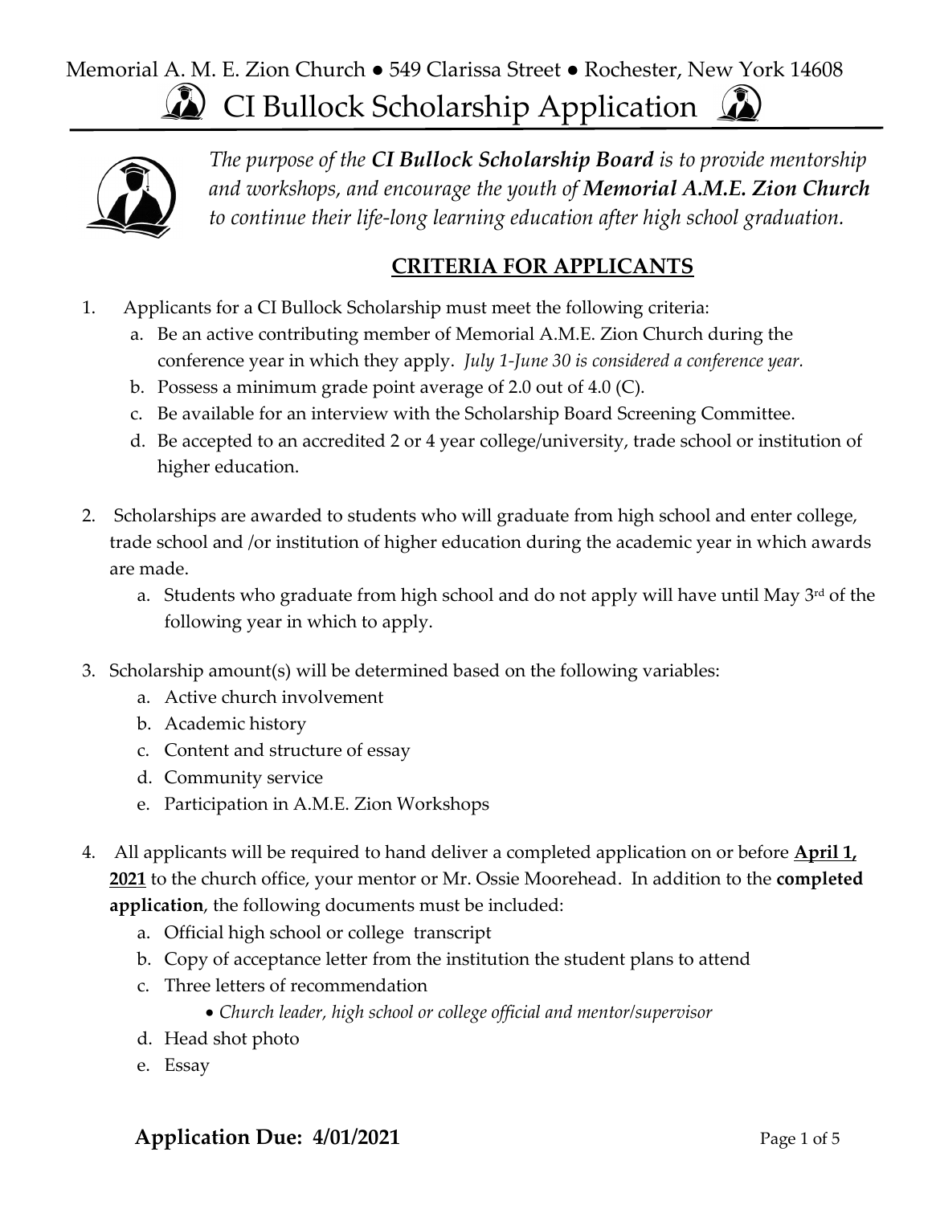Memorial A. M. E. Zion Church ● 549 Clarissa Street ● Rochester, New York 14608

# CI Bullock Scholarship Application

*The purpose of the **CI Bullock Scholarship Board** is to provide mentorship and workshops, and encourage the youth of **Memorial A.M.E. Zion Church** to continue their life-long learning education after high school graduation.*

## CRITERIA FOR APPLICANTS

1. Applicants for a CI Bullock Scholarship must meet the following criteria:
   a. Be an active contributing member of Memorial A.M.E. Zion Church during the conference year in which they apply. *July 1-June 30 is considered a conference year.*
   b. Possess a minimum grade point average of 2.0 out of 4.0 (C).
   c. Be available for an interview with the Scholarship Board Screening Committee.
   d. Be accepted to an accredited 2 or 4 year college/university, trade school or institution of higher education.

2. Scholarships are awarded to students who will graduate from high school and enter college, trade school and /or institution of higher education during the academic year in which awards are made.
   a. Students who graduate from high school and do not apply will have until May 3rd of the following year in which to apply.

3. Scholarship amount(s) will be determined based on the following variables:
   a. Active church involvement
   b. Academic history
   c. Content and structure of essay
   d. Community service
   e. Participation in A.M.E. Zion Workshops

4. All applicants will be required to hand deliver a completed application on or before **April 1, 2021** to the church office, your mentor or Mr. Ossie Moorehead. In addition to the **completed application**, the following documents must be included:
   a. Official high school or college transcript
   b. Copy of acceptance letter from the institution the student plans to attend
   c. Three letters of recommendation
      - *Church leader, high school or college official and mentor/supervisor*
   d. Head shot photo
   e. Essay

**Application Due: 4/01/2021**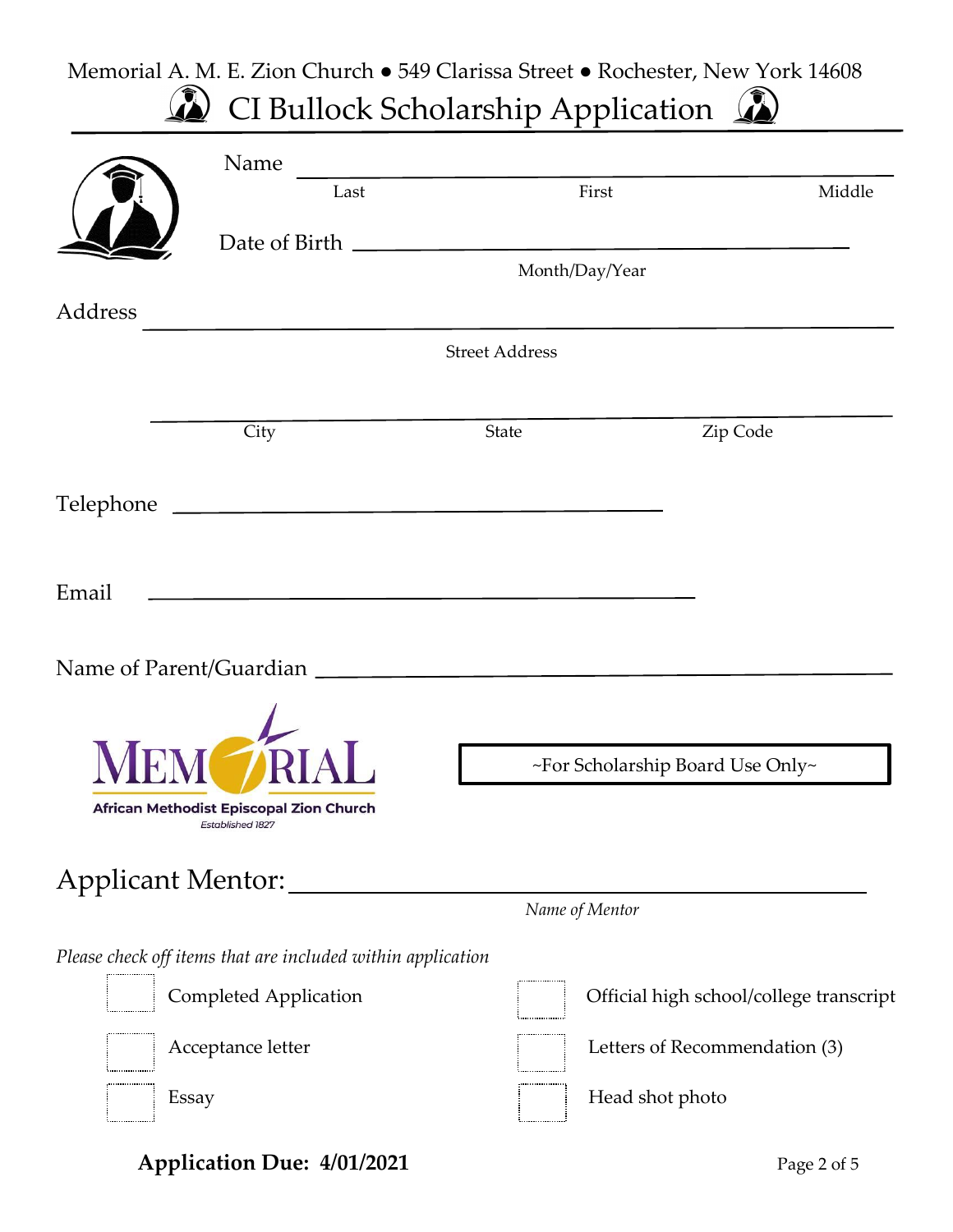Memorial A. M. E. Zion Church ● 549 Clarissa Street ● Rochester, New York 14608

# CI Bullock Scholarship Application

Name ______________________________________________

Last First Middle

Date of Birth ______________________________________

Month/Day/Year

Address ____________________________________________

Street Address

____________________________________________________

City State Zip Code

Telephone __________________________________

Email ______________________________________

Name of Parent/Guardian _____________________________

MEMORIAL

African Methodist Episcopal Zion Church

Established 1827

~For Scholarship Board Use Only~

## Applicant Mentor: ________________________________

*Name of Mentor*

*Please check off items that are included within application*

- [ ] Completed Application
- [ ] Acceptance letter
- [ ] Essay
- [ ] Official high school/college transcript
- [ ] Letters of Recommendation (3)
- [ ] Head shot photo

**Application Due: 4/01/2021**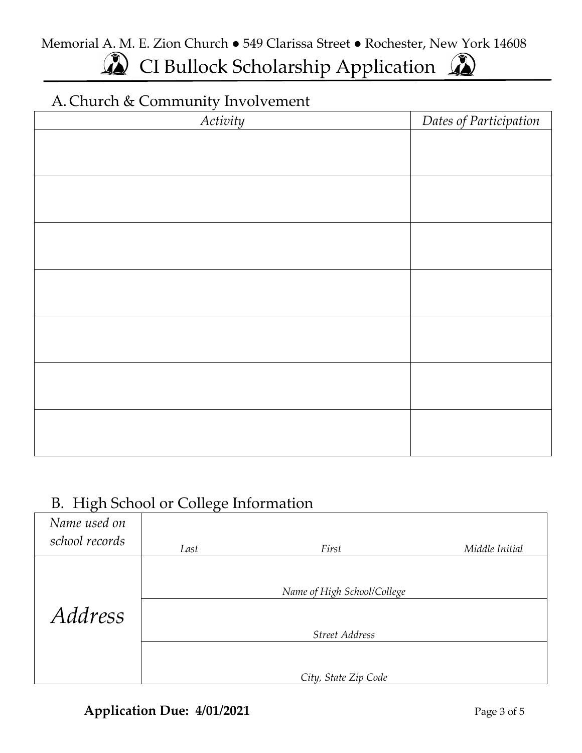Memorial A. M. E. Zion Church ● 549 Clarissa Street ● Rochester, New York 14608

# CI Bullock Scholarship Application

## A. Church & Community Involvement

| *Activity* | *Dates of Participation* |
|---|---|
| | |
| | |
| | |
| | |
| | |
| | |
| | |

## B. High School or College Information

| | | | |
|---|---|---|---|
| *Name used on school records* | *Last* | *First* | *Middle Initial* |
| *Address* | | *Name of High School/College* | |
| | | *Street Address* | |
| | | *City, State Zip Code* | |

**Application Due: 4/01/2021**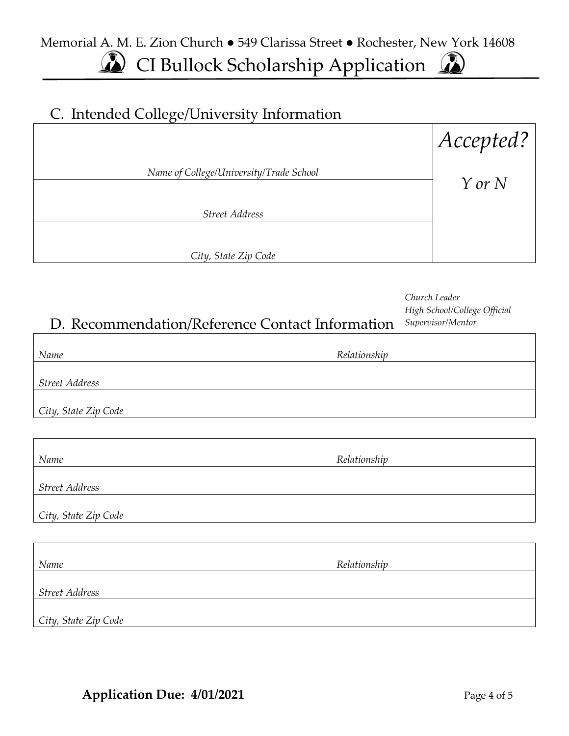Memorial A. M. E. Zion Church ● 549 Clarissa Street ● Rochester, New York 14608

# CI Bullock Scholarship Application

## C. Intended College/University Information

| | *Accepted?* |
|---|---|
| *Name of College/University/Trade School* | *Y or N* |
| *Street Address* | |
| *City, State Zip Code* | |

## D. Recommendation/Reference Contact Information

*Church Leader*
*High School/College Official*
*Supervisor/Mentor*

| | |
|---|---|
| *Name* | *Relationship* |
| *Street Address* | |
| *City, State Zip Code* | |

| | |
|---|---|
| *Name* | *Relationship* |
| *Street Address* | |
| *City, State Zip Code* | |

| | |
|---|---|
| *Name* | *Relationship* |
| *Street Address* | |
| *City, State Zip Code* | |

**Application Due: 4/01/2021**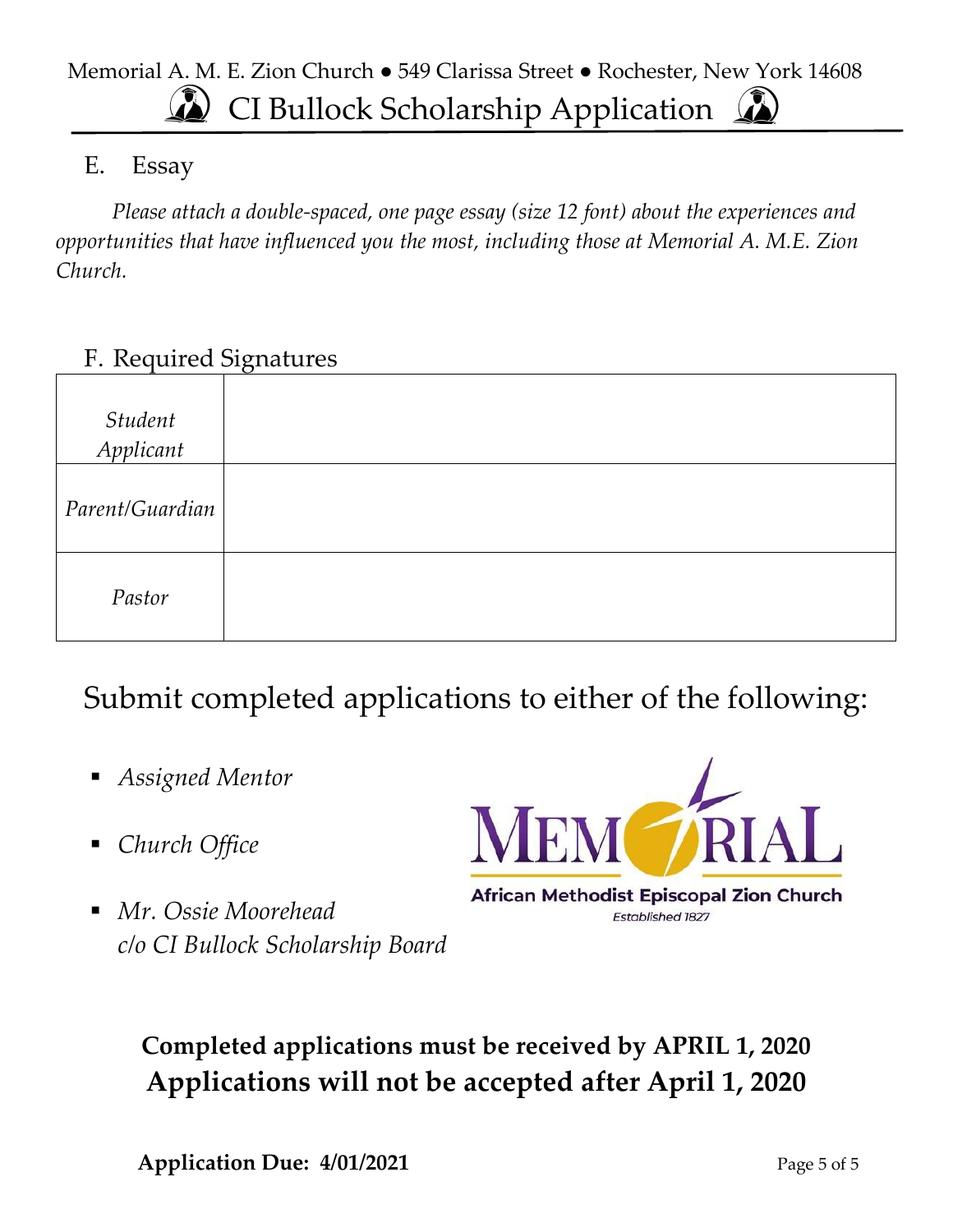## E. Essay

*Please attach a double-spaced, one page essay (size 12 font) about the experiences and opportunities that have influenced you the most, including those at Memorial A. M.E. Zion Church.*

## F. Required Signatures

| | |
|---|---|
| *Student Applicant* | |
| *Parent/Guardian* | |
| *Pastor* | |

# Submit completed applications to either of the following:

- *Assigned Mentor*
- *Church Office*
- *Mr. Ossie Moorehead*
  *c/o CI Bullock Scholarship Board*

MEMORIAL
African Methodist Episcopal Zion Church
*Established 1827*

**Completed applications must be received by APRIL 1, 2020**
**Applications will not be accepted after April 1, 2020**

**Application Due: 4/01/2021**